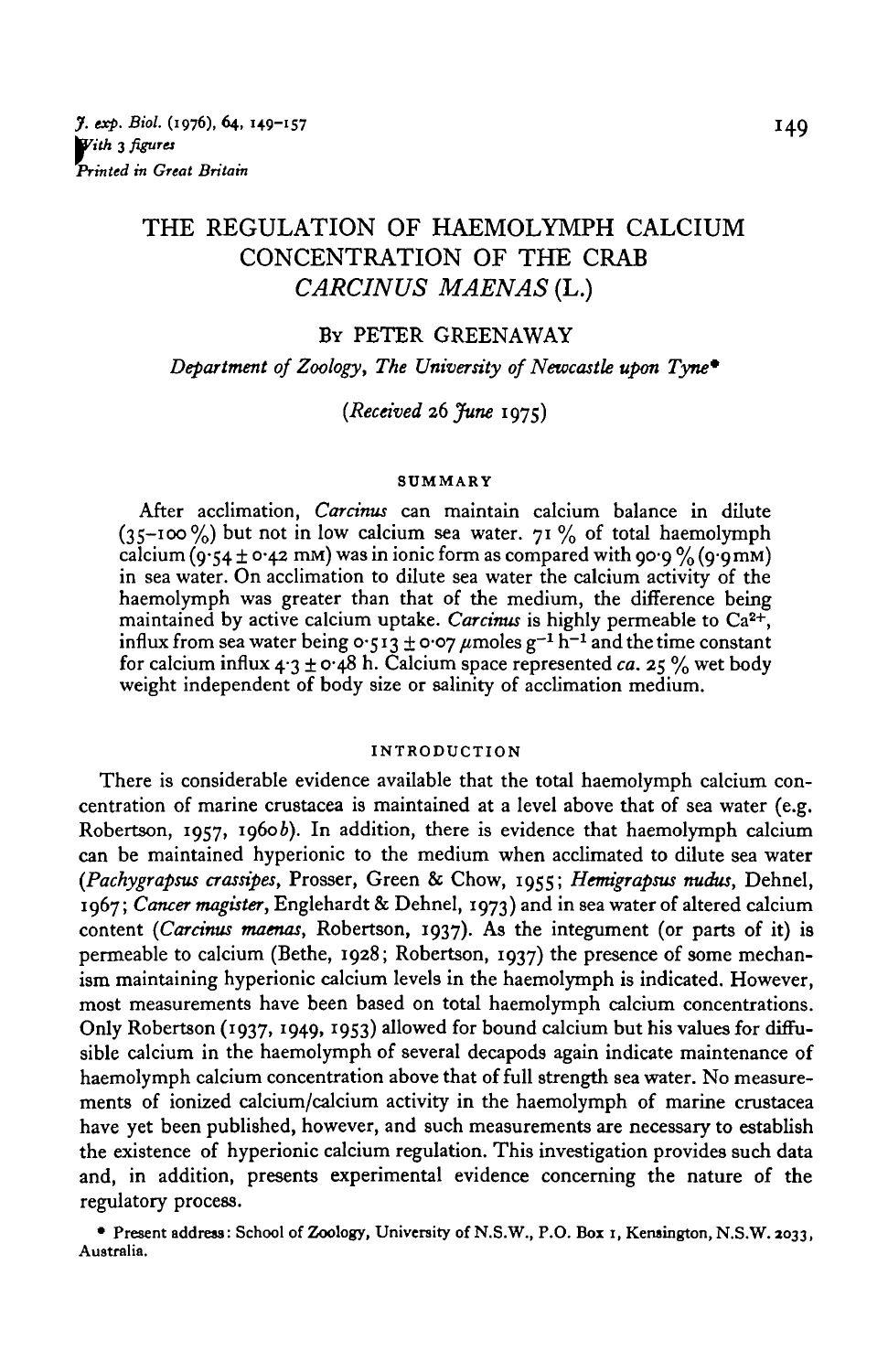# THE REGULATION OF HAEMOLYMPH CALCIUM CONCENTRATION OF THE CRAB *CARCINUS MAENAS* (L.)

By PETER GREENAWAY

*Department of Zoology, The University of Newcastle upon Tyne**

*(Received 26 June 1975)*

## SUMMARY

After acclimation, *Carcinus* can maintain calcium balance in dilute (35–100 %) but not in low calcium sea water. 71 % of total haemolymph calcium (9·54 ± 0·42 mM) was in ionic form as compared with 90·9 % (9·9 mM) in sea water. On acclimation to dilute sea water the calcium activity of the haemolymph was greater than that of the medium, the difference being maintained by active calcium uptake. *Carcinus* is highly permeable to $Ca^{2+}$, influx from sea water being 0·513 ± 0·07 $\mu$moles $g^{-1}$ $h^{-1}$ and the time constant for calcium influx 4·3 ± 0·48 h. Calcium space represented *ca.* 25 % wet body weight independent of body size or salinity of acclimation medium.

## INTRODUCTION

There is considerable evidence available that the total haemolymph calcium concentration of marine crustacea is maintained at a level above that of sea water (e.g. Robertson, 1957, 1960*b*). In addition, there is evidence that haemolymph calcium can be maintained hyperionic to the medium when acclimated to dilute sea water (*Pachygrapsus crassipes*, Prosser, Green & Chow, 1955; *Hemigrapsus nudus*, Dehnel, 1967; *Cancer magister*, Englehardt & Dehnel, 1973) and in sea water of altered calcium content (*Carcinus maenas*, Robertson, 1937). As the integument (or parts of it) is permeable to calcium (Bethe, 1928; Robertson, 1937) the presence of some mechanism maintaining hyperionic calcium levels in the haemolymph is indicated. However, most measurements have been based on total haemolymph calcium concentrations. Only Robertson (1937, 1949, 1953) allowed for bound calcium but his values for diffusible calcium in the haemolymph of several decapods again indicate maintenance of haemolymph calcium concentration above that of full strength sea water. No measurements of ionized calcium/calcium activity in the haemolymph of marine crustacea have yet been published, however, and such measurements are necessary to establish the existence of hyperionic calcium regulation. This investigation provides such data and, in addition, presents experimental evidence concerning the nature of the regulatory process.

\* Present address: School of Zoology, University of N.S.W., P.O. Box 1, Kensington, N.S.W. 2033, Australia.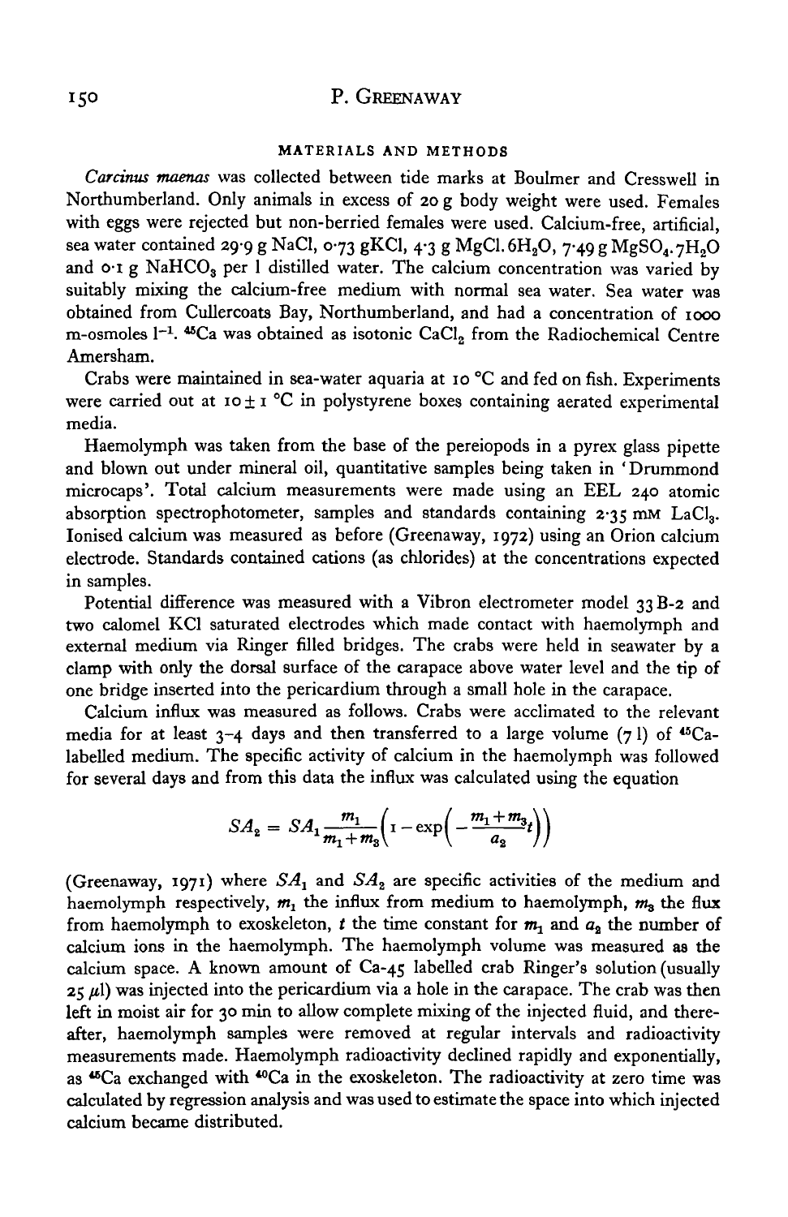## MATERIALS AND METHODS

*Carcinus maenas* was collected between tide marks at Boulmer and Cresswell in Northumberland. Only animals in excess of 20 g body weight were used. Females with eggs were rejected but non-berried females were used. Calcium-free, artificial, sea water contained 29·9 g NaCl, 0·73 gKCl, 4·3 g $MgCl_2.6H_2O$, 7·49 g $MgSO_4.7H_2O$ and 0·1 g $NaHCO_3$ per l distilled water. The calcium concentration was varied by suitably mixing the calcium-free medium with normal sea water. Sea water was obtained from Cullercoats Bay, Northumberland, and had a concentration of 1000 m-osmoles $l^{-1}$. $^{45}Ca$ was obtained as isotonic $CaCl_2$ from the Radiochemical Centre Amersham.

Crabs were maintained in sea-water aquaria at 10 °C and fed on fish. Experiments were carried out at 10 ± 1 °C in polystyrene boxes containing aerated experimental media.

Haemolymph was taken from the base of the pereiopods in a pyrex glass pipette and blown out under mineral oil, quantitative samples being taken in 'Drummond microcaps'. Total calcium measurements were made using an EEL 240 atomic absorption spectrophotometer, samples and standards containing 2·35 mM $LaCl_3$. Ionised calcium was measured as before (Greenaway, 1972) using an Orion calcium electrode. Standards contained cations (as chlorides) at the concentrations expected in samples.

Potential difference was measured with a Vibron electrometer model 33B-2 and two calomel KCl saturated electrodes which made contact with haemolymph and external medium via Ringer filled bridges. The crabs were held in seawater by a clamp with only the dorsal surface of the carapace above water level and the tip of one bridge inserted into the pericardium through a small hole in the carapace.

Calcium influx was measured as follows. Crabs were acclimated to the relevant media for at least 3–4 days and then transferred to a large volume (7 l) of $^{45}Ca$-labelled medium. The specific activity of calcium in the haemolymph was followed for several days and from this data the influx was calculated using the equation

$$SA_2 = SA_1 \frac{m_1}{m_1 + m_3}\left(1 - \exp\left(-\frac{m_1 + m_3}{a_2}t\right)\right)$$

(Greenaway, 1971) where $SA_1$ and $SA_2$ are specific activities of the medium and haemolymph respectively, $m_1$ the influx from medium to haemolymph, $m_3$ the flux from haemolymph to exoskeleton, $t$ the time constant for $m_1$ and $a_2$ the number of calcium ions in the haemolymph. The haemolymph volume was measured as the calcium space. A known amount of Ca-45 labelled crab Ringer's solution (usually 25 μl) was injected into the pericardium via a hole in the carapace. The crab was then left in moist air for 30 min to allow complete mixing of the injected fluid, and thereafter, haemolymph samples were removed at regular intervals and radioactivity measurements made. Haemolymph radioactivity declined rapidly and exponentially, as $^{45}Ca$ exchanged with $^{40}Ca$ in the exoskeleton. The radioactivity at zero time was calculated by regression analysis and was used to estimate the space into which injected calcium became distributed.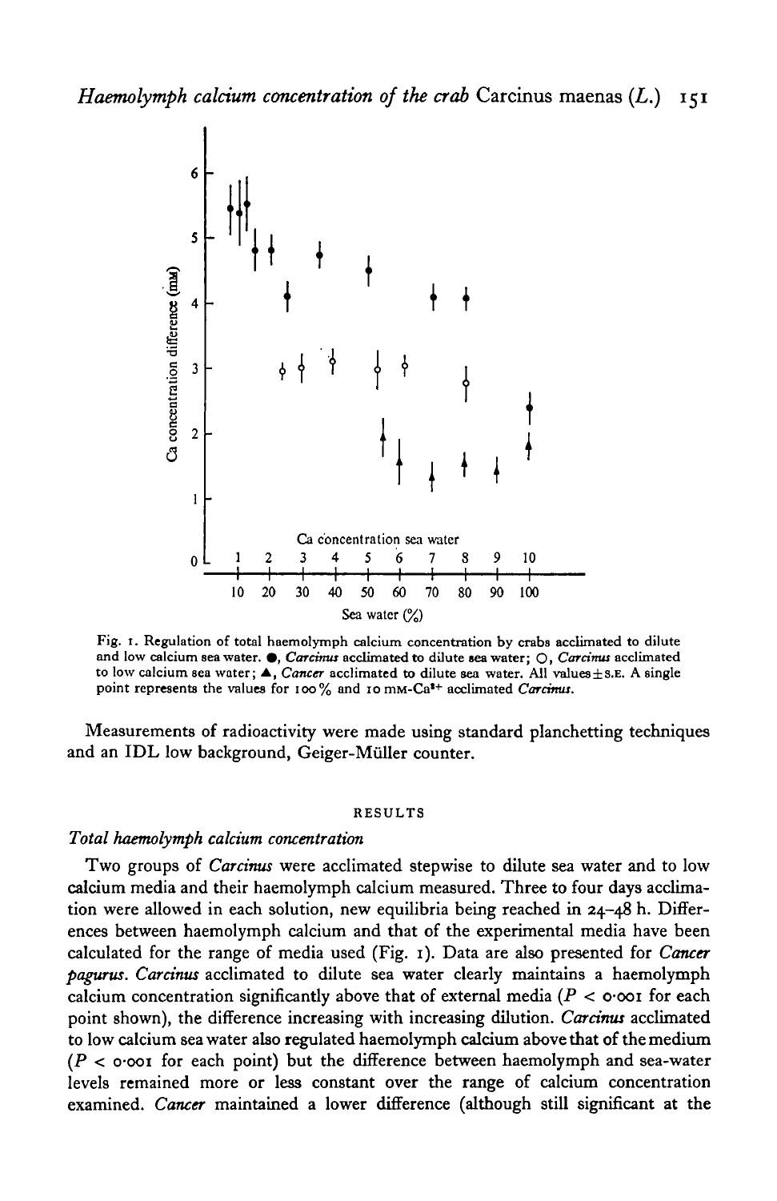Fig. 1. Regulation of total haemolymph calcium concentration by crabs acclimated to dilute and low calcium sea water. ●, *Carcinus* acclimated to dilute sea water; ○, *Carcinus* acclimated to low calcium sea water; ▲, *Cancer* acclimated to dilute sea water. All values ± S.E. A single point represents the values for 100% and 10 mM-$Ca^{2+}$ acclimated *Carcinus*.

Measurements of radioactivity were made using standard planchetting techniques and an IDL low background, Geiger-Müller counter.

## RESULTS

### *Total haemolymph calcium concentration*

Two groups of *Carcinus* were acclimated stepwise to dilute sea water and to low calcium media and their haemolymph calcium measured. Three to four days acclimation were allowed in each solution, new equilibria being reached in 24–48 h. Differences between haemolymph calcium and that of the experimental media have been calculated for the range of media used (Fig. 1). Data are also presented for *Cancer pagurus*. *Carcinus* acclimated to dilute sea water clearly maintains a haemolymph calcium concentration significantly above that of external media ($P < 0.001$ for each point shown), the difference increasing with increasing dilution. *Carcinus* acclimated to low calcium sea water also regulated haemolymph calcium above that of the medium ($P < 0.001$ for each point) but the difference between haemolymph and sea-water levels remained more or less constant over the range of calcium concentration examined. *Cancer* maintained a lower difference (although still significant at the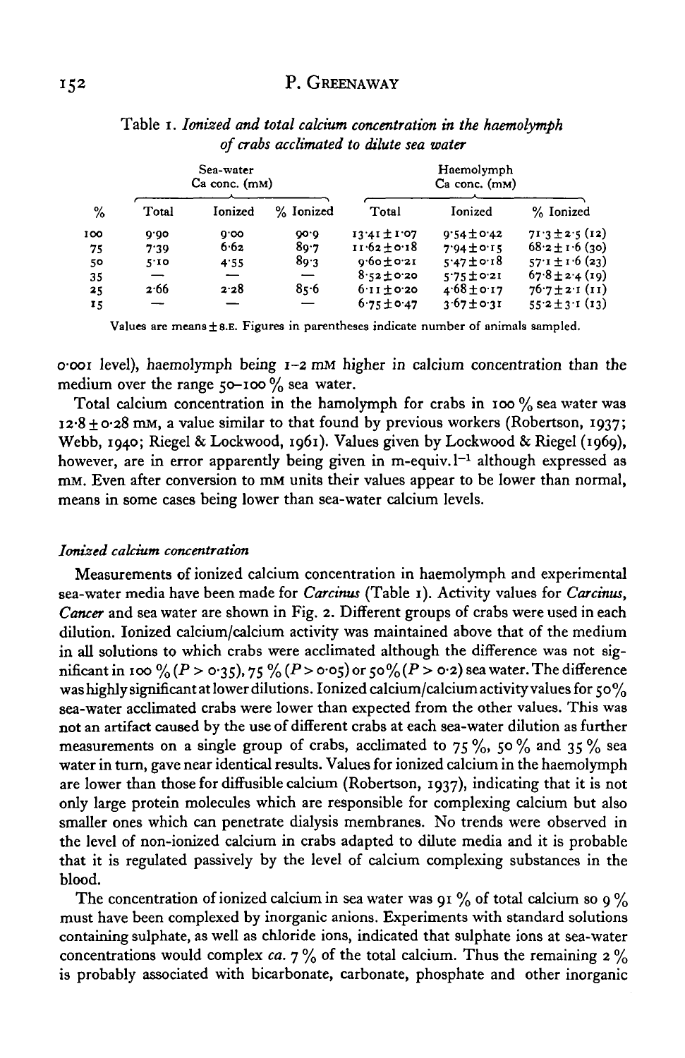Table 1. *Ionized and total calcium concentration in the haemolymph of crabs acclimated to dilute sea water*

| | Sea-water Ca conc. (mM) | | | Haemolymph Ca conc. (mM) | | |
|---|---|---|---|---|---|---|
| % | Total | Ionized | % Ionized | Total | Ionized | % Ionized |
| 100 | 9·90 | 9·00 | 90·9 | 13·41 ± 1·07 | 9·54 ± 0·42 | 71·3 ± 2·5 (12) |
| 75 | 7·39 | 6·62 | 89·7 | 11·62 ± 0·18 | 7·94 ± 0·15 | 68·2 ± 1·6 (30) |
| 50 | 5·10 | 4·55 | 89·3 | 9·60 ± 0·21 | 5·47 ± 0·18 | 57·1 ± 1·6 (23) |
| 35 | — | — | — | 8·52 ± 0·20 | 5·75 ± 0·21 | 67·8 ± 2·4 (19) |
| 25 | 2·66 | 2·28 | 85·6 | 6·11 ± 0·20 | 4·68 ± 0·17 | 76·7 ± 2·1 (11) |
| 15 | — | — | — | 6·75 ± 0·47 | 3·67 ± 0·31 | 55·2 ± 3·1 (13) |

Values are means ± S.E. Figures in parentheses indicate number of animals sampled.

0·001 level), haemolymph being 1–2 mM higher in calcium concentration than the medium over the range 50–100 % sea water.

Total calcium concentration in the hamolymph for crabs in 100 % sea water was 12·8 ± 0·28 mM, a value similar to that found by previous workers (Robertson, 1937; Webb, 1940; Riegel & Lockwood, 1961). Values given by Lockwood & Riegel (1969), however, are in error apparently being given in m-equiv. $l^{-1}$ although expressed as mM. Even after conversion to mM units their values appear to be lower than normal, means in some cases being lower than sea-water calcium levels.

### *Ionized calcium concentration*

Measurements of ionized calcium concentration in haemolymph and experimental sea-water media have been made for *Carcinus* (Table 1). Activity values for *Carcinus*, *Cancer* and sea water are shown in Fig. 2. Different groups of crabs were used in each dilution. Ionized calcium/calcium activity was maintained above that of the medium in all solutions to which crabs were acclimated although the difference was not significant in 100 % ($P > 0·35$), 75 % ($P > 0·05$) or 50 % ($P > 0·2$) sea water. The difference was highly significant at lower dilutions. Ionized calcium/calcium activity values for 50 % sea-water acclimated crabs were lower than expected from the other values. This was not an artifact caused by the use of different crabs at each sea-water dilution as further measurements on a single group of crabs, acclimated to 75 %, 50 % and 35 % sea water in turn, gave near identical results. Values for ionized calcium in the haemolymph are lower than those for diffusible calcium (Robertson, 1937), indicating that it is not only large protein molecules which are responsible for complexing calcium but also smaller ones which can penetrate dialysis membranes. No trends were observed in the level of non-ionized calcium in crabs adapted to dilute media and it is probable that it is regulated passively by the level of calcium complexing substances in the blood.

The concentration of ionized calcium in sea water was 91 % of total calcium so 9 % must have been complexed by inorganic anions. Experiments with standard solutions containing sulphate, as well as chloride ions, indicated that sulphate ions at sea-water concentrations would complex *ca.* 7 % of the total calcium. Thus the remaining 2 % is probably associated with bicarbonate, carbonate, phosphate and other inorganic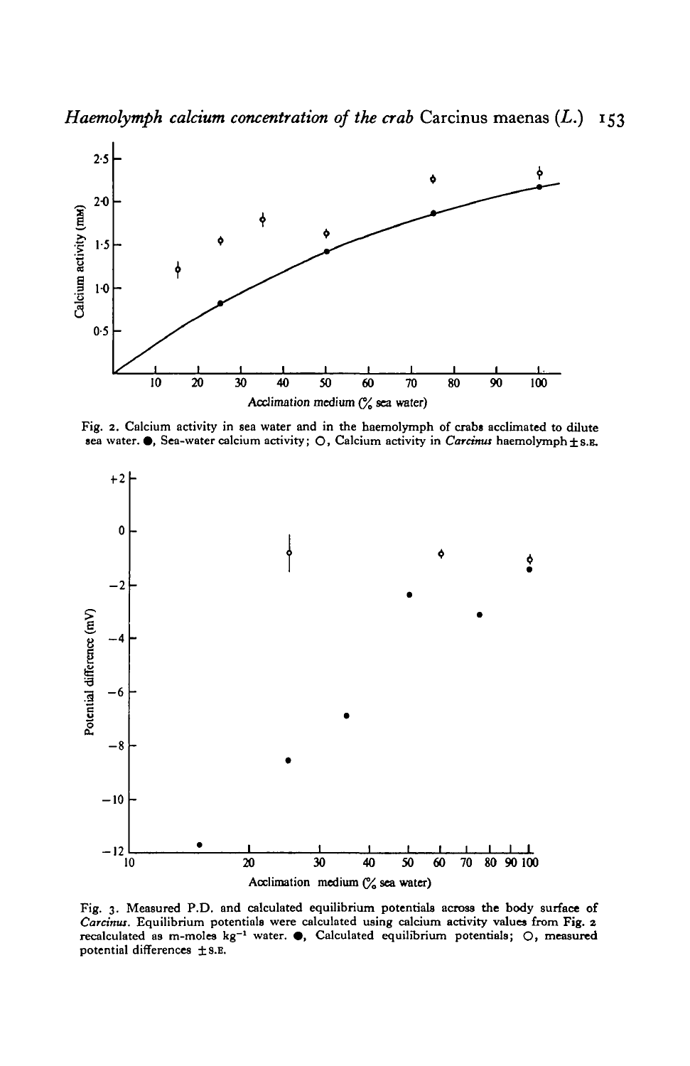Fig. 2. Calcium activity in sea water and in the haemolymph of crabs acclimated to dilute sea water. ●, Sea-water calcium activity; ○, Calcium activity in *Carcinus* haemolymph ± S.E.

Fig. 3. Measured P.D. and calculated equilibrium potentials across the body surface of *Carcinus*. Equilibrium potentials were calculated using calcium activity values from Fig. 2 recalculated as m-moles $kg^{-1}$ water. ●, Calculated equilibrium potentials; ○, measured potential differences ± S.E.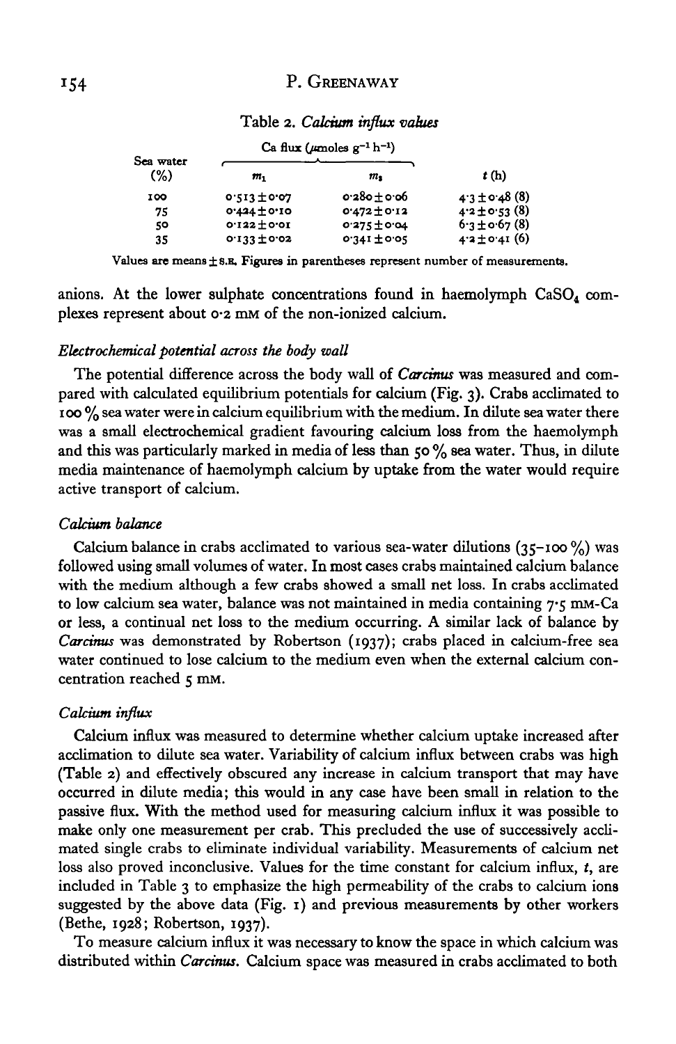Table 2. *Calcium influx values*

| Sea water (%) | Ca flux ($\mu$moles $g^{-1}$ $h^{-1}$) | | |
|---|---|---|---|
| | $m_1$ | $m_2$ | $t$ (h) |
| 100 | 0·513 ± 0·07 | 0·280 ± 0·06 | 4·3 ± 0·48 (8) |
| 75 | 0·424 ± 0·10 | 0·472 ± 0·12 | 4·2 ± 0·53 (8) |
| 50 | 0·122 ± 0·01 | 0·275 ± 0·04 | 6·3 ± 0·67 (8) |
| 35 | 0·133 ± 0·02 | 0·341 ± 0·05 | 4·2 ± 0·41 (6) |

Values are means ± S.E. Figures in parentheses represent number of measurements.

anions. At the lower sulphate concentrations found in haemolymph $CaSO_4$ complexes represent about 0·2 mM of the non-ionized calcium.

### *Electrochemical potential across the body wall*

The potential difference across the body wall of *Carcinus* was measured and compared with calculated equilibrium potentials for calcium (Fig. 3). Crabs acclimated to 100 % sea water were in calcium equilibrium with the medium. In dilute sea water there was a small electrochemical gradient favouring calcium loss from the haemolymph and this was particularly marked in media of less than 50 % sea water. Thus, in dilute media maintenance of haemolymph calcium by uptake from the water would require active transport of calcium.

### *Calcium balance*

Calcium balance in crabs acclimated to various sea-water dilutions (35–100 %) was followed using small volumes of water. In most cases crabs maintained calcium balance with the medium although a few crabs showed a small net loss. In crabs acclimated to low calcium sea water, balance was not maintained in media containing 7·5 mM-Ca or less, a continual net loss to the medium occurring. A similar lack of balance by *Carcinus* was demonstrated by Robertson (1937); crabs placed in calcium-free sea water continued to lose calcium to the medium even when the external calcium concentration reached 5 mM.

### *Calcium influx*

Calcium influx was measured to determine whether calcium uptake increased after acclimation to dilute sea water. Variability of calcium influx between crabs was high (Table 2) and effectively obscured any increase in calcium transport that may have occurred in dilute media; this would in any case have been small in relation to the passive flux. With the method used for measuring calcium influx it was possible to make only one measurement per crab. This precluded the use of successively acclimated single crabs to eliminate individual variability. Measurements of calcium net loss also proved inconclusive. Values for the time constant for calcium influx, $t$, are included in Table 3 to emphasize the high permeability of the crabs to calcium ions suggested by the above data (Fig. 1) and previous measurements by other workers (Bethe, 1928; Robertson, 1937).

To measure calcium influx it was necessary to know the space in which calcium was distributed within *Carcinus*. Calcium space was measured in crabs acclimated to both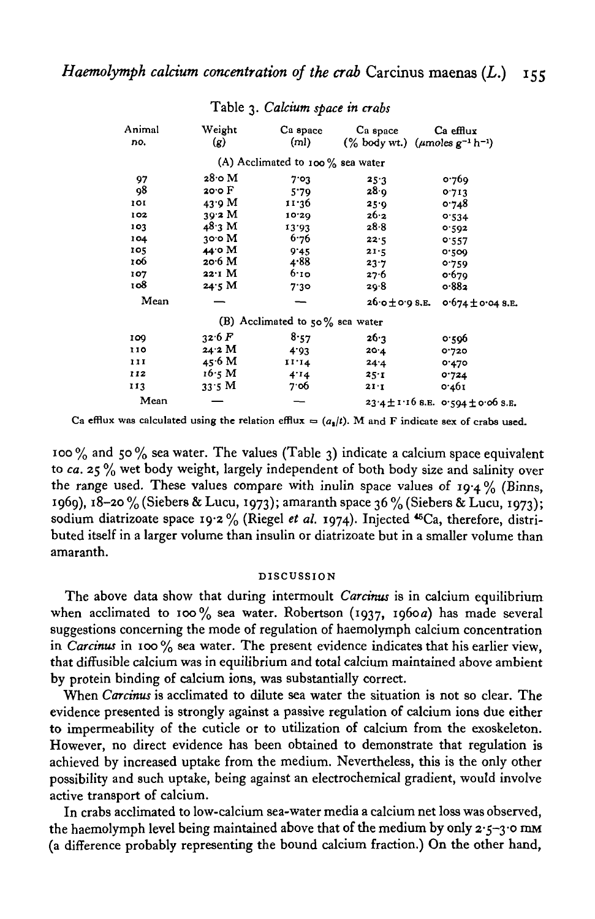Table 3. *Calcium space in crabs*

| Animal no. | Weight (g) | Ca space (ml) | Ca space (% body wt.) | Ca efflux ($\mu$moles $g^{-1}$ $h^{-1}$) |
|---|---|---|---|---|
| (A) Acclimated to 100% sea water | | | | |
| 97 | 28·0 M | 7·03 | 25·3 | 0·769 |
| 98 | 20·0 F | 5·79 | 28·9 | 0·713 |
| 101 | 43·9 M | 11·36 | 25·9 | 0·748 |
| 102 | 39·2 M | 10·29 | 26·2 | 0·534 |
| 103 | 48·3 M | 13·93 | 28·8 | 0·592 |
| 104 | 30·0 M | 6·76 | 22·5 | 0·557 |
| 105 | 44·0 M | 9·45 | 21·5 | 0·509 |
| 106 | 20·6 M | 4·88 | 23·7 | 0·759 |
| 107 | 22·1 M | 6·10 | 27·6 | 0·679 |
| 108 | 24·5 M | 7·30 | 29·8 | 0·882 |
| Mean | — | — | 26·0 ± 0·9 S.E. | 0·674 ± 0·04 S.E. |
| (B) Acclimated to 50% sea water | | | | |
| 109 | 32·6 F | 8·57 | 26·3 | 0·596 |
| 110 | 24·2 M | 4·93 | 20·4 | 0·720 |
| 111 | 45·6 M | 11·14 | 24·4 | 0·470 |
| 112 | 16·5 M | 4·14 | 25·1 | 0·724 |
| 113 | 33·5 M | 7·06 | 21·1 | 0·461 |
| Mean | — | — | 23·4 ± 1·16 S.E. | 0·594 ± 0·06 S.E. |

Ca efflux was calculated using the relation efflux = $(a_s/t)$. M and F indicate sex of crabs used.

100% and 50% sea water. The values (Table 3) indicate a calcium space equivalent to *ca.* 25% wet body weight, largely independent of both body size and salinity over the range used. These values compare with inulin space values of 19·4% (Binns, 1969), 18–20% (Siebers & Lucu, 1973); amaranth space 36% (Siebers & Lucu, 1973); sodium diatrizoate space 19·2% (Riegel *et al.* 1974). Injected $^{45}$Ca, therefore, distributed itself in a larger volume than insulin or diatrizoate but in a smaller volume than amaranth.

## DISCUSSION

The above data show that during intermoult *Carcinus* is in calcium equilibrium when acclimated to 100% sea water. Robertson (1937, 1960*a*) has made several suggestions concerning the mode of regulation of haemolymph calcium concentration in *Carcinus* in 100% sea water. The present evidence indicates that his earlier view, that diffusible calcium was in equilibrium and total calcium maintained above ambient by protein binding of calcium ions, was substantially correct.

When *Carcinus* is acclimated to dilute sea water the situation is not so clear. The evidence presented is strongly against a passive regulation of calcium ions due either to impermeability of the cuticle or to utilization of calcium from the exoskeleton. However, no direct evidence has been obtained to demonstrate that regulation is achieved by increased uptake from the medium. Nevertheless, this is the only other possibility and such uptake, being against an electrochemical gradient, would involve active transport of calcium.

In crabs acclimated to low-calcium sea-water media a calcium net loss was observed, the haemolymph level being maintained above that of the medium by only 2·5–3·0 mM (a difference probably representing the bound calcium fraction.) On the other hand,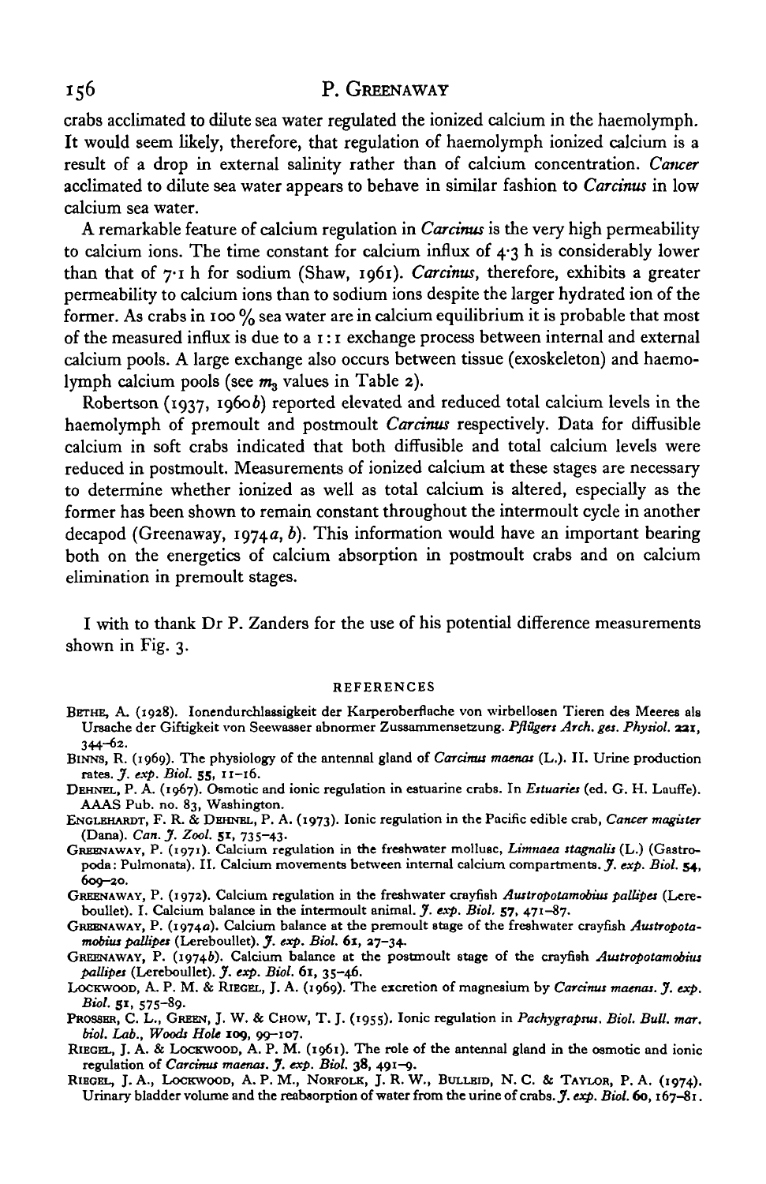crabs acclimated to dilute sea water regulated the ionized calcium in the haemolymph. It would seem likely, therefore, that regulation of haemolymph ionized calcium is a result of a drop in external salinity rather than of calcium concentration. *Cancer* acclimated to dilute sea water appears to behave in similar fashion to *Carcinus* in low calcium sea water.

A remarkable feature of calcium regulation in *Carcinus* is the very high permeability to calcium ions. The time constant for calcium influx of 4·3 h is considerably lower than that of 7·1 h for sodium (Shaw, 1961). *Carcinus*, therefore, exhibits a greater permeability to calcium ions than to sodium ions despite the larger hydrated ion of the former. As crabs in 100 % sea water are in calcium equilibrium it is probable that most of the measured influx is due to a 1:1 exchange process between internal and external calcium pools. A large exchange also occurs between tissue (exoskeleton) and haemolymph calcium pools (see $m_3$ values in Table 2).

Robertson (1937, 1960*b*) reported elevated and reduced total calcium levels in the haemolymph of premoult and postmoult *Carcinus* respectively. Data for diffusible calcium in soft crabs indicated that both diffusible and total calcium levels were reduced in postmoult. Measurements of ionized calcium at these stages are necessary to determine whether ionized as well as total calcium is altered, especially as the former has been shown to remain constant throughout the intermoult cycle in another decapod (Greenaway, 1974*a*, *b*). This information would have an important bearing both on the energetics of calcium absorption in postmoult crabs and on calcium elimination in premoult stages.

I with to thank Dr P. Zanders for the use of his potential difference measurements shown in Fig. 3.

## REFERENCES

Bethe, A. (1928). Ionendurchlassigkeit der Karperoberflache von wirbellosen Tieren des Meeres als Ursache der Giftigkeit von Seewasser abnormer Zussammensetzung. *Pflügers Arch. ges. Physiol.* **221**, 344–62.

Binns, R. (1969). The physiology of the antennal gland of *Carcinus maenas* (L.). II. Urine production rates. *J. exp. Biol.* **55**, 11–16.

Dehnel, P. A. (1967). Osmotic and ionic regulation in estuarine crabs. In *Estuaries* (ed. G. H. Lauffe). AAAS Pub. no. 83, Washington.

Englehardt, F. R. & Dehnel, P. A. (1973). Ionic regulation in the Pacific edible crab, *Cancer magister* (Dana). *Can. J. Zool.* **51**, 735–43.

Greenaway, P. (1971). Calcium regulation in the freshwater mollusc, *Limnaea stagnalis* (L.) (Gastropoda: Pulmonata). II. Calcium movements between internal calcium compartments. *J. exp. Biol.* **54**, 609–20.

Greenaway, P. (1972). Calcium regulation in the freshwater crayfish *Austropotamobius pallipes* (Lereboullet). I. Calcium balance in the intermoult animal. *J. exp. Biol.* **57**, 471–87.

Greenaway, P. (1974*a*). Calcium balance at the premoult stage of the freshwater crayfish *Austropotamobius pallipes* (Lereboullet). *J. exp. Biol.* **61**, 27–34.

Greenaway, P. (1974*b*). Calcium balance at the postmoult stage of the crayfish *Austropotamobius pallipes* (Lereboullet). *J. exp. Biol.* **61**, 35–46.

Lockwood, A. P. M. & Riegel, J. A. (1969). The excretion of magnesium by *Carcinus maenas*. *J. exp. Biol.* **51**, 575–89.

Prosser, C. L., Green, J. W. & Chow, T. J. (1955). Ionic regulation in *Pachygrapsus*. *Biol. Bull. mar. biol. Lab., Woods Hole* **109**, 99–107.

Riegel, J. A. & Lockwood, A. P. M. (1961). The role of the antennal gland in the osmotic and ionic regulation of *Carcinus maenas*. *J. exp. Biol.* **38**, 491–9.

Riegel, J. A., Lockwood, A. P. M., Norfolk, J. R. W., Bulleid, N. C. & Taylor, P. A. (1974). Urinary bladder volume and the reabsorption of water from the urine of crabs. *J. exp. Biol.* **60**, 167–81.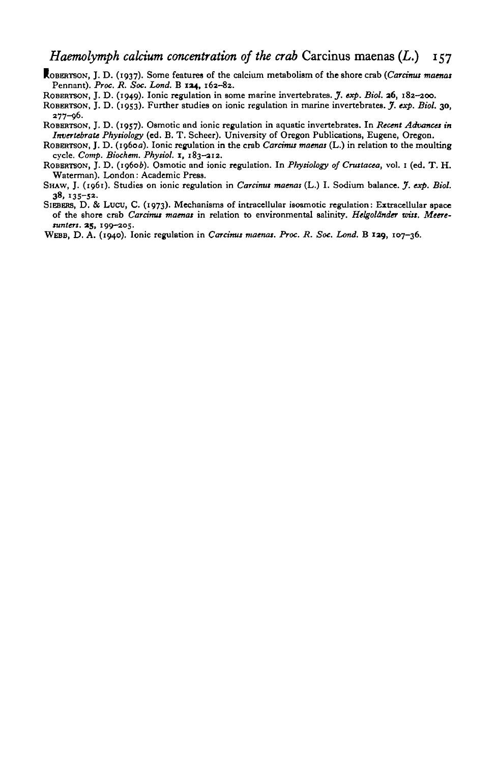ROBERTSON, J. D. (1937). Some features of the calcium metabolism of the shore crab (*Carcinus maenas* Pennant). *Proc. R. Soc. Lond.* B **124**, 162–82.

ROBERTSON, J. D. (1949). Ionic regulation in some marine invertebrates. *J. exp. Biol.* **26**, 182–200.

ROBERTSON, J. D. (1953). Further studies on ionic regulation in marine invertebrates. *J. exp. Biol.* **30**, 277–96.

ROBERTSON, J. D. (1957). Osmotic and ionic regulation in aquatic invertebrates. In *Recent Advances in Invertebrate Physiology* (ed. B. T. Scheer). University of Oregon Publications, Eugene, Oregon.

ROBERTSON, J. D. (1960*a*). Ionic regulation in the crab *Carcinus maenas* (L.) in relation to the moulting cycle. *Comp. Biochem. Physiol.* **1**, 183–212.

ROBERTSON, J. D. (1960*b*). Osmotic and ionic regulation. In *Physiology of Crustacea*, vol. 1 (ed. T. H. Waterman). London: Academic Press.

SHAW, J. (1961). Studies on ionic regulation in *Carcinus maenas* (L.) I. Sodium balance. *J. exp. Biol.* **38**, 135–52.

SIEBERS, D. & LUCU, C. (1973). Mechanisms of intracellular isosmotic regulation: Extracellular space of the shore crab *Carcinus maenas* in relation to environmental salinity. *Helgoländer wiss. Meeresunters.* **25**, 199–205.

WEBB, D. A. (1940). Ionic regulation in *Carcinus maenas*. *Proc. R. Soc. Lond.* B **129**, 107–36.